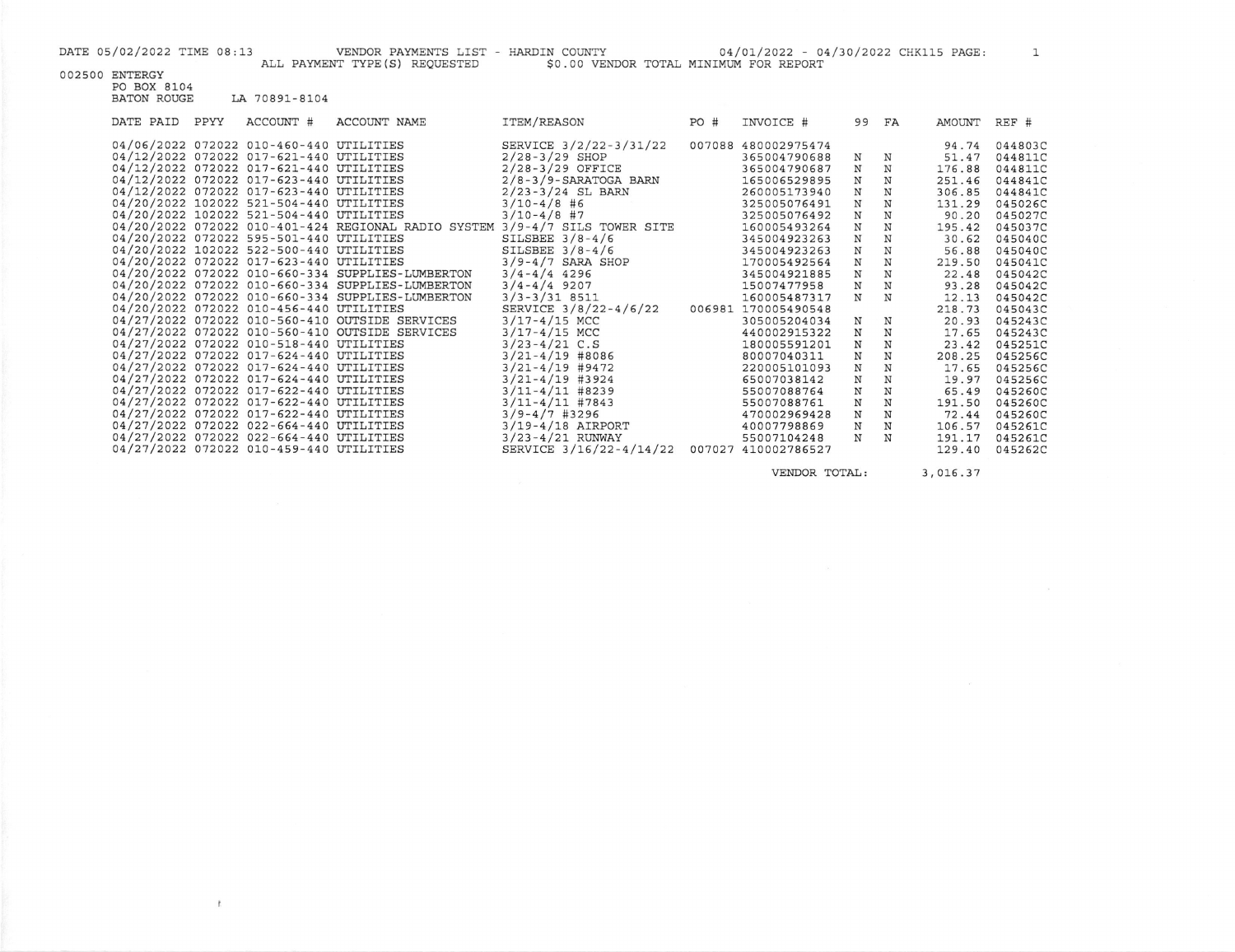DATE 05/02/2022 TIME 08:13 VENDOR PAYMENTS LIST - HARDIN COUNTY 04/01/2022 - 04/30/2022 CHK115 PAGE: 1
ALL PAYMENT TYPE(S) REQUESTED $0.00 VENDOR TOTAL MINIMUM FOR REPORT

002500 ENTERGY
PO BOX 8104
BATON ROUGE LA 70891-8104

| DATE PAID | PPYY | ACCOUNT # | ACCOUNT NAME | ITEM/REASON | PO # | INVOICE # | 99 | FA | AMOUNT | REF # |
|---|---|---|---|---|---|---|---|---|---|---|
| 04/06/2022 | 072022 | 010-460-440 | UTILITIES | SERVICE 3/2/22-3/31/22 | 007088 | 480002975474 | | | 94.74 | 044803C |
| 04/12/2022 | 072022 | 017-621-440 | UTILITIES | 2/28-3/29 SHOP | | 365004790688 | N | N | 51.47 | 044811C |
| 04/12/2022 | 072022 | 017-621-440 | UTILITIES | 2/28-3/29 OFFICE | | 365004790687 | N | N | 176.88 | 044811C |
| 04/12/2022 | 072022 | 017-623-440 | UTILITIES | 2/8-3/9-SARATOGA BARN | | 165006529895 | N | N | 251.46 | 044841C |
| 04/12/2022 | 072022 | 017-623-440 | UTILITIES | 2/23-3/24 SL BARN | | 260005173940 | N | N | 306.85 | 044841C |
| 04/20/2022 | 102022 | 521-504-440 | UTILITIES | 3/10-4/8 #6 | | 325005076491 | N | N | 131.29 | 045026C |
| 04/20/2022 | 102022 | 521-504-440 | UTILITIES | 3/10-4/8 #7 | | 325005076492 | N | N | 90.20 | 045027C |
| 04/20/2022 | 072022 | 010-401-424 | REGIONAL RADIO SYSTEM | 3/9-4/7 SILS TOWER SITE | | 160005493264 | N | N | 195.42 | 045037C |
| 04/20/2022 | 072022 | 595-501-440 | UTILITIES | SILSBEE 3/8-4/6 | | 345004923263 | N | N | 30.62 | 045040C |
| 04/20/2022 | 102022 | 522-500-440 | UTILITIES | SILSBEE 3/8-4/6 | | 345004923263 | N | N | 56.88 | 045040C |
| 04/20/2022 | 072022 | 017-623-440 | UTILITIES | 3/9-4/7 SARA SHOP | | 170005492564 | N | N | 219.50 | 045041C |
| 04/20/2022 | 072022 | 010-660-334 | SUPPLIES-LUMBERTON | 3/4-4/4 4296 | | 345004921885 | N | N | 22.48 | 045042C |
| 04/20/2022 | 072022 | 010-660-334 | SUPPLIES-LUMBERTON | 3/4-4/4 9207 | | 15007477958 | N | N | 93.28 | 045042C |
| 04/20/2022 | 072022 | 010-660-334 | SUPPLIES-LUMBERTON | 3/3-3/31 8511 | | 160005487317 | N | N | 12.13 | 045042C |
| 04/20/2022 | 072022 | 010-456-440 | UTILITIES | SERVICE 3/8/22-4/6/22 | 006981 | 170005490548 | | | 218.73 | 045043C |
| 04/27/2022 | 072022 | 010-560-410 | OUTSIDE SERVICES | 3/17-4/15 MCC | | 305005204034 | N | N | 20.93 | 045243C |
| 04/27/2022 | 072022 | 010-560-410 | OUTSIDE SERVICES | 3/17-4/15 MCC | | 440002915322 | N | N | 17.65 | 045243C |
| 04/27/2022 | 072022 | 010-518-440 | UTILITIES | 3/23-4/21 C.S | | 180005591201 | N | N | 23.42 | 045251C |
| 04/27/2022 | 072022 | 017-624-440 | UTILITIES | 3/21-4/19 #8086 | | 80007040311 | N | N | 208.25 | 045256C |
| 04/27/2022 | 072022 | 017-624-440 | UTILITIES | 3/21-4/19 #9472 | | 220005101093 | N | N | 17.65 | 045256C |
| 04/27/2022 | 072022 | 017-624-440 | UTILITIES | 3/21-4/19 #3924 | | 65007038142 | N | N | 19.97 | 045256C |
| 04/27/2022 | 072022 | 017-622-440 | UTILITIES | 3/11-4/11 #8239 | | 55007088764 | N | N | 65.49 | 045260C |
| 04/27/2022 | 072022 | 017-622-440 | UTILITIES | 3/11-4/11 #7843 | | 55007088761 | N | N | 191.50 | 045260C |
| 04/27/2022 | 072022 | 017-622-440 | UTILITIES | 3/9-4/7 #3296 | | 470002969428 | N | N | 72.44 | 045260C |
| 04/27/2022 | 072022 | 022-664-440 | UTILITIES | 3/19-4/18 AIRPORT | | 40007798869 | N | N | 106.57 | 045261C |
| 04/27/2022 | 072022 | 022-664-440 | UTILITIES | 3/23-4/21 RUNWAY | | 55007104248 | N | N | 191.17 | 045261C |
| 04/27/2022 | 072022 | 010-459-440 | UTILITIES | SERVICE 3/16/22-4/14/22 | 007027 | 410002786527 | | | 129.40 | 045262C |

VENDOR TOTAL: 3,016.37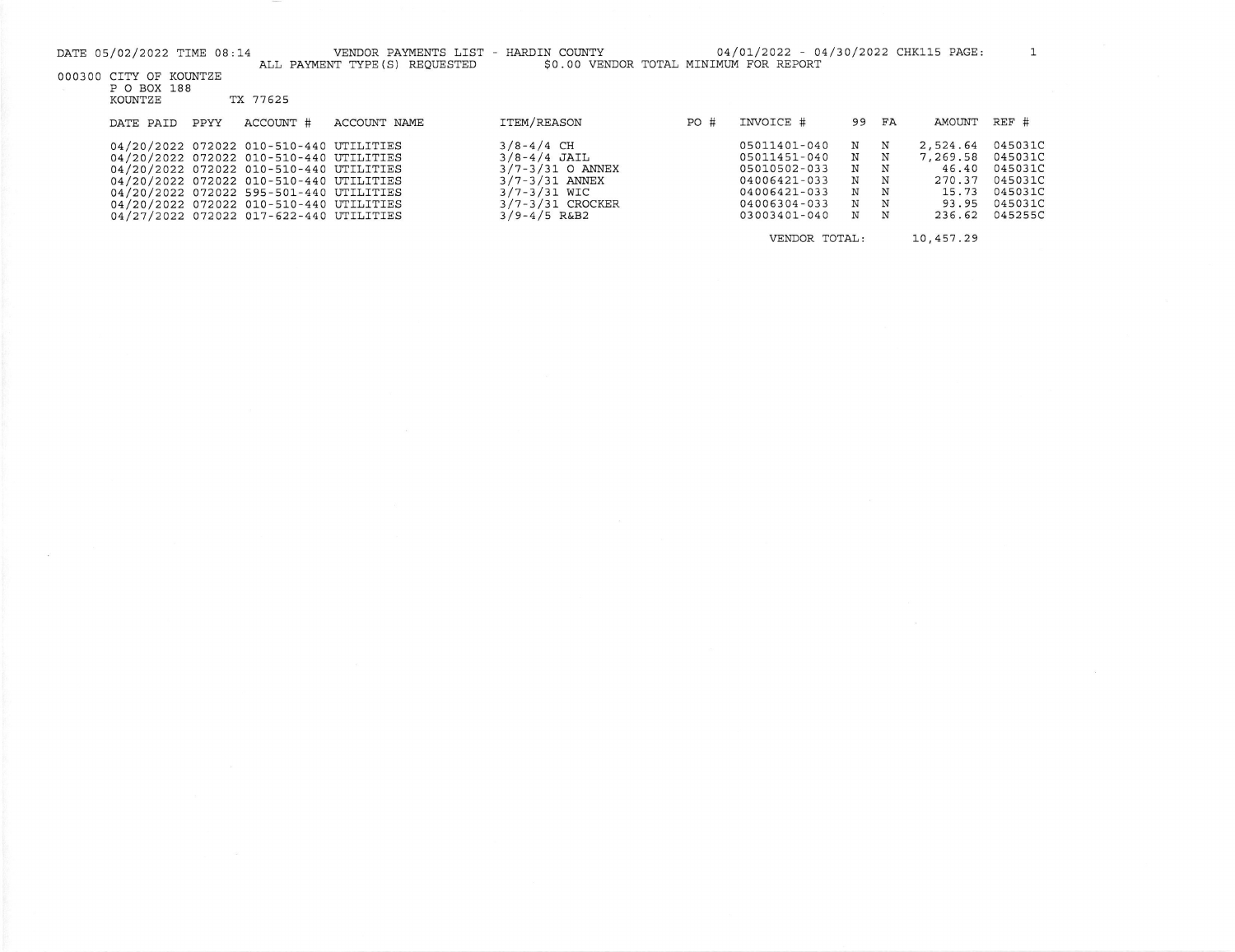DATE 05/02/2022 TIME 08:14 VENDOR PAYMENTS LIST - HARDIN COUNTY 04/01/2022 - 04/30/2022 CHK115 PAGE: 1

ALL PAYMENT TYPE(S) REQUESTED $0.00 VENDOR TOTAL MINIMUM FOR REPORT

000300 CITY OF KOUNTZE
P O BOX 188
KOUNTZE TX 77625

| DATE PAID | PPYY | ACCOUNT # | ACCOUNT NAME | ITEM/REASON | PO # | INVOICE # | 99 | FA | AMOUNT | REF # |
|---|---|---|---|---|---|---|---|---|---|---|
| 04/20/2022 | 072022 | 010-510-440 | UTILITIES | 3/8-4/4 CH | | 05011401-040 | N | N | 2,524.64 | 045031C |
| 04/20/2022 | 072022 | 010-510-440 | UTILITIES | 3/8-4/4 JAIL | | 05011451-040 | N | N | 7,269.58 | 045031C |
| 04/20/2022 | 072022 | 010-510-440 | UTILITIES | 3/7-3/31 O ANNEX | | 05010502-033 | N | N | 46.40 | 045031C |
| 04/20/2022 | 072022 | 010-510-440 | UTILITIES | 3/7-3/31 ANNEX | | 04006421-033 | N | N | 270.37 | 045031C |
| 04/20/2022 | 072022 | 595-501-440 | UTILITIES | 3/7-3/31 WIC | | 04006421-033 | N | N | 15.73 | 045031C |
| 04/20/2022 | 072022 | 010-510-440 | UTILITIES | 3/7-3/31 CROCKER | | 04006304-033 | N | N | 93.95 | 045031C |
| 04/27/2022 | 072022 | 017-622-440 | UTILITIES | 3/9-4/5 R&B2 | | 03003401-040 | N | N | 236.62 | 045255C |
| | | | | | | VENDOR TOTAL: | | | 10,457.29 | |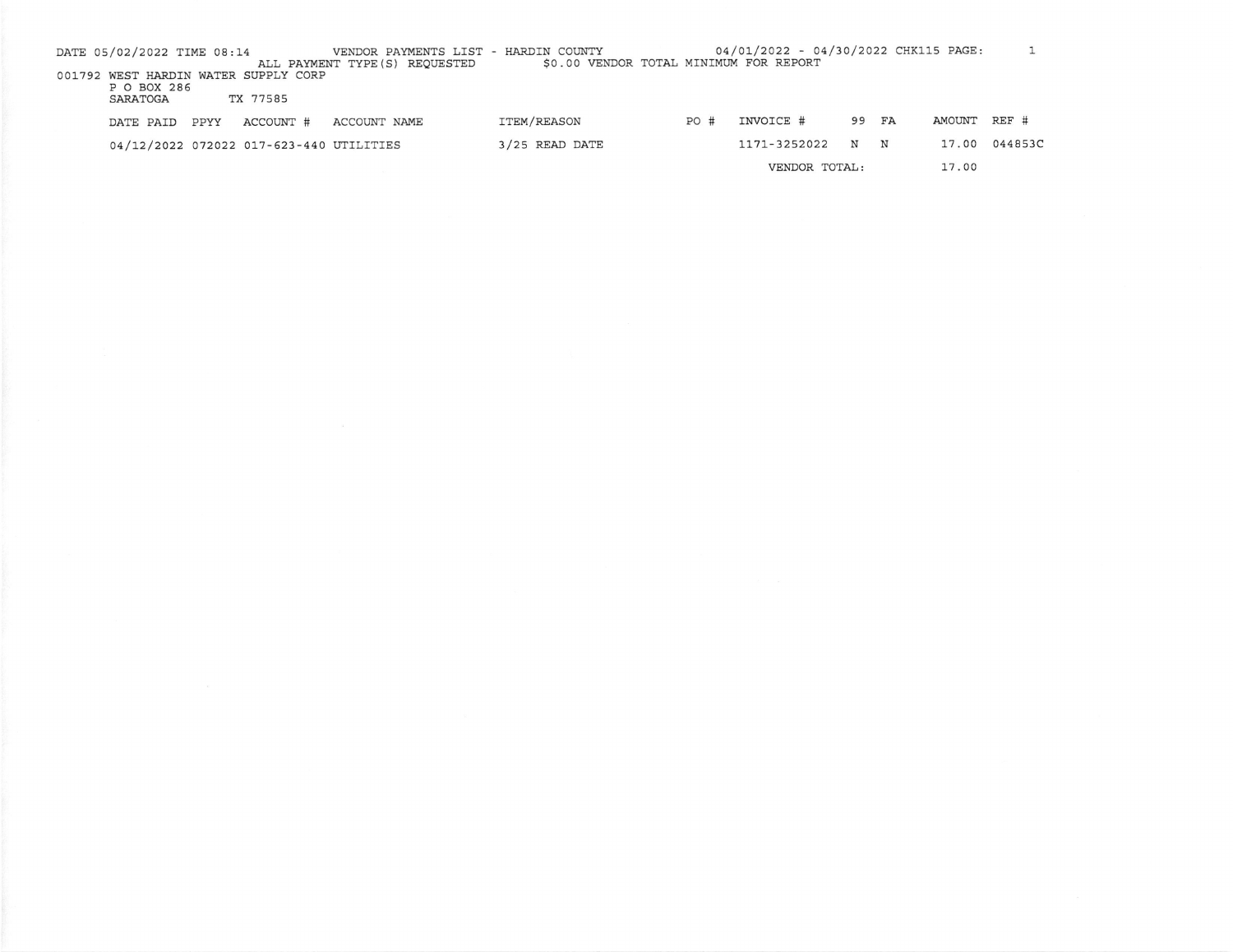DATE 05/02/2022 TIME 08:14 VENDOR PAYMENTS LIST - HARDIN COUNTY 04/01/2022 - 04/30/2022 CHK115 PAGE: 1

ALL PAYMENT TYPE(S) REQUESTED $0.00 VENDOR TOTAL MINIMUM FOR REPORT

001792 WEST HARDIN WATER SUPPLY CORP
P O BOX 286
SARATOGA TX 77585

| DATE PAID | PPYY | ACCOUNT # | ACCOUNT NAME | ITEM/REASON | PO # | INVOICE # | 99 | FA | AMOUNT | REF # |
|---|---|---|---|---|---|---|---|---|---|---|
| 04/12/2022 | 072022 | 017-623-440 | UTILITIES | 3/25 READ DATE | | 1171-3252022 | N | N | 17.00 | 044853C |
| | | | | | | VENDOR TOTAL: | | | 17.00 | |